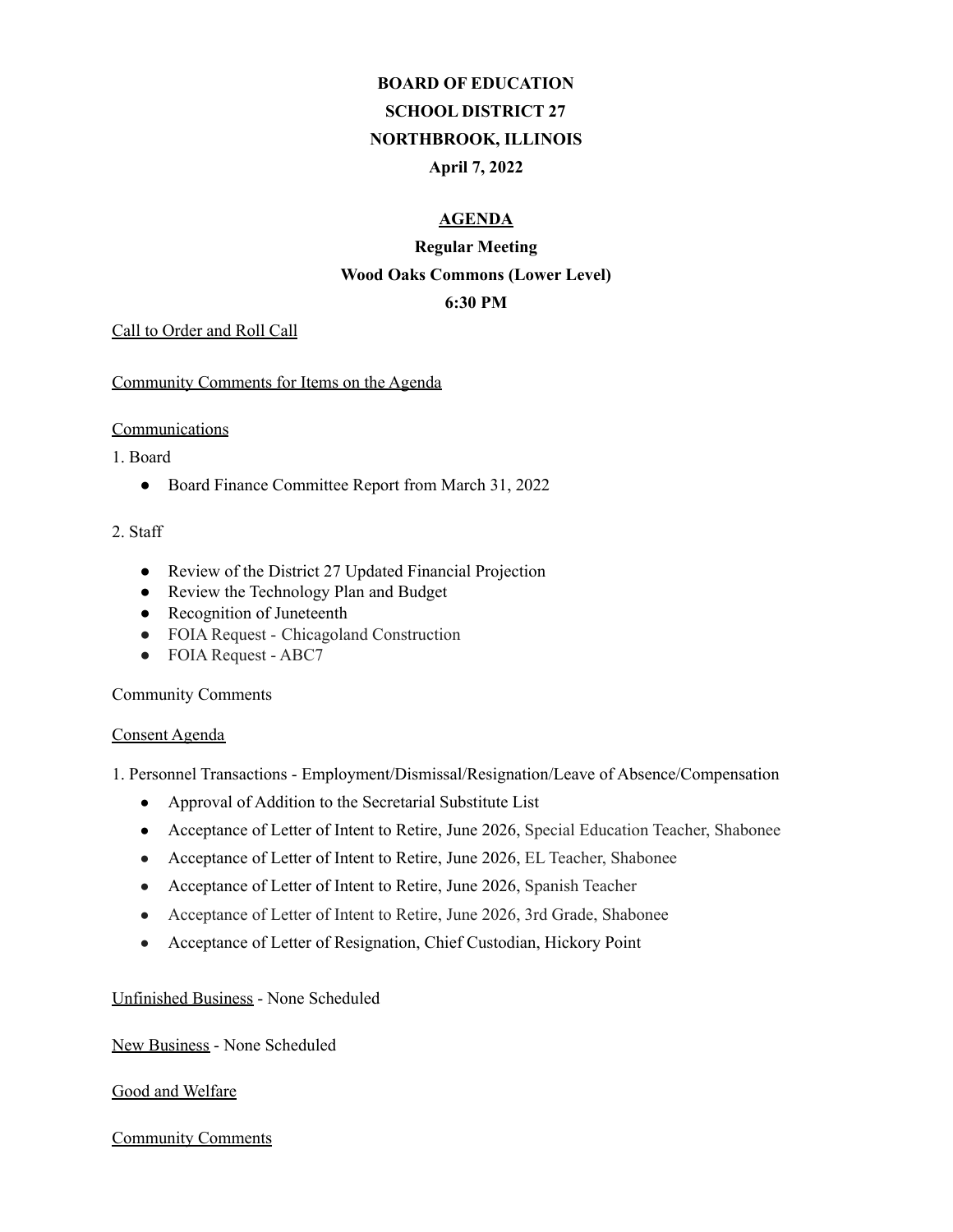**BOARD OF EDUCATION**

**SCHOOL DISTRICT 27**

**NORTHBROOK, ILLINOIS**

**April 7, 2022**

**AGENDA**

**Regular Meeting**

**Wood Oaks Commons (Lower Level)**

**6:30 PM**

Call to Order and Roll Call

Community Comments for Items on the Agenda

Communications

1. Board
   - Board Finance Committee Report from March 31, 2022

2. Staff
   - Review of the District 27 Updated Financial Projection
   - Review the Technology Plan and Budget
   - Recognition of Juneteenth
   - FOIA Request - Chicagoland Construction
   - FOIA Request - ABC7

Community Comments

Consent Agenda

1. Personnel Transactions - Employment/Dismissal/Resignation/Leave of Absence/Compensation
   - Approval of Addition to the Secretarial Substitute List
   - Acceptance of Letter of Intent to Retire, June 2026, Special Education Teacher, Shabonee
   - Acceptance of Letter of Intent to Retire, June 2026, EL Teacher, Shabonee
   - Acceptance of Letter of Intent to Retire, June 2026, Spanish Teacher
   - Acceptance of Letter of Intent to Retire, June 2026, 3rd Grade, Shabonee
   - Acceptance of Letter of Resignation, Chief Custodian, Hickory Point

Unfinished Business - None Scheduled

New Business - None Scheduled

Good and Welfare

Community Comments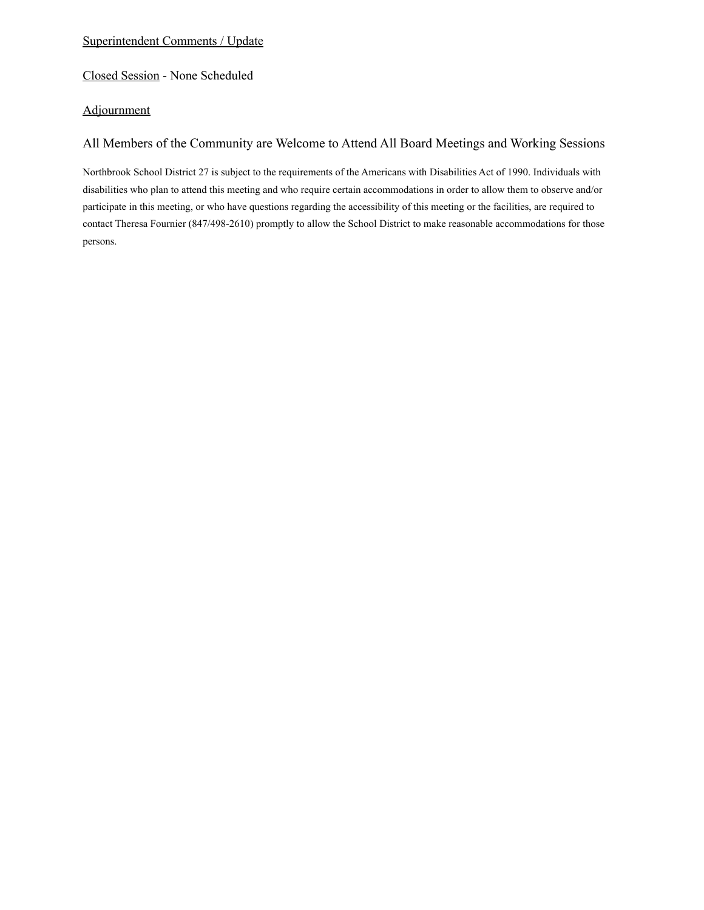Superintendent Comments / Update

Closed Session - None Scheduled

Adjournment

## All Members of the Community are Welcome to Attend All Board Meetings and Working Sessions

Northbrook School District 27 is subject to the requirements of the Americans with Disabilities Act of 1990. Individuals with disabilities who plan to attend this meeting and who require certain accommodations in order to allow them to observe and/or participate in this meeting, or who have questions regarding the accessibility of this meeting or the facilities, are required to contact Theresa Fournier (847/498-2610) promptly to allow the School District to make reasonable accommodations for those persons.